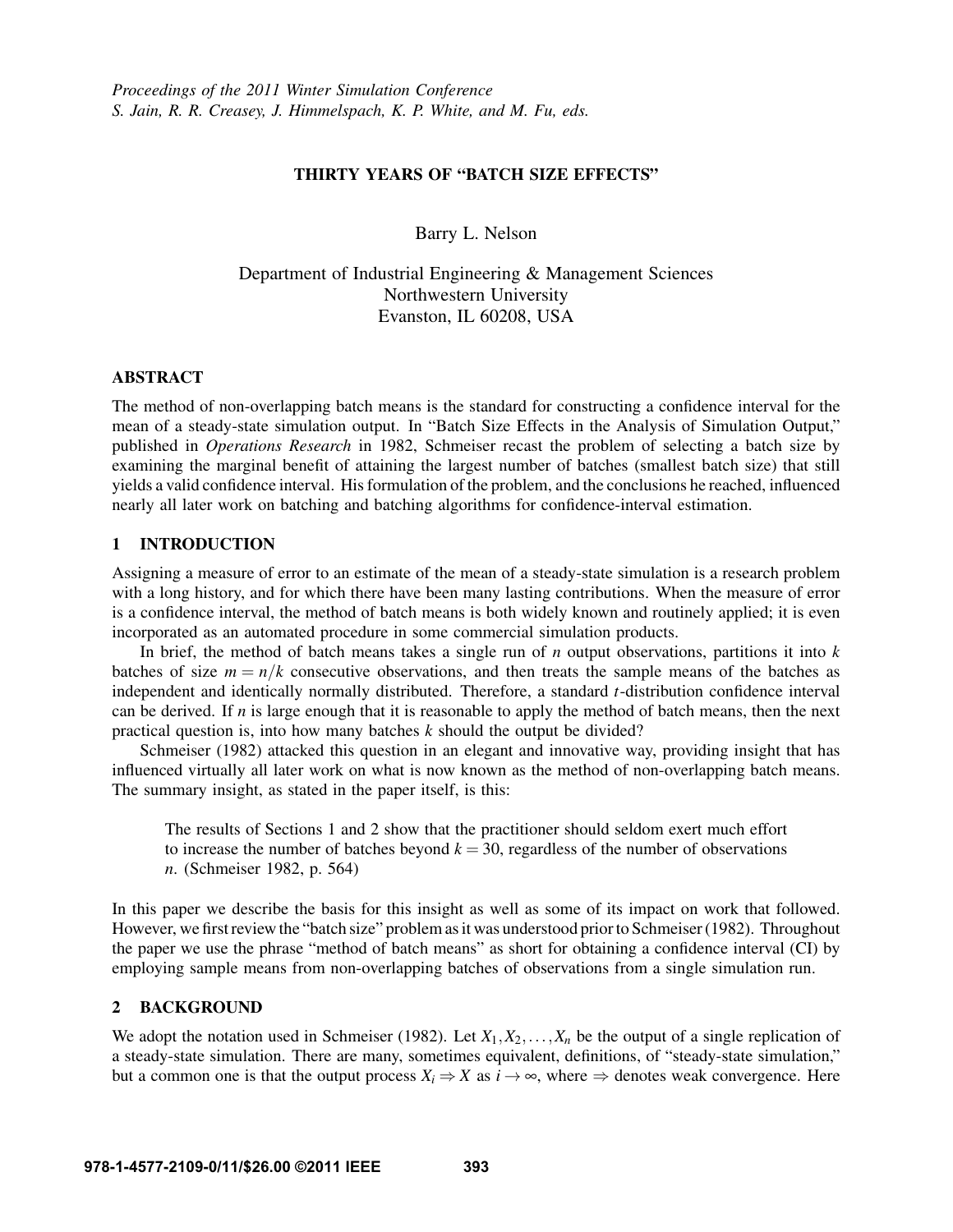*Proceedings of the 2011 Winter Simulation Conference*
*S. Jain, R. R. Creasey, J. Himmelspach, K. P. White, and M. Fu, eds.*

# THIRTY YEARS OF "BATCH SIZE EFFECTS"

Barry L. Nelson

Department of Industrial Engineering & Management Sciences
Northwestern University
Evanston, IL 60208, USA

## ABSTRACT

The method of non-overlapping batch means is the standard for constructing a confidence interval for the mean of a steady-state simulation output. In "Batch Size Effects in the Analysis of Simulation Output," published in *Operations Research* in 1982, Schmeiser recast the problem of selecting a batch size by examining the marginal benefit of attaining the largest number of batches (smallest batch size) that still yields a valid confidence interval. His formulation of the problem, and the conclusions he reached, influenced nearly all later work on batching and batching algorithms for confidence-interval estimation.

## 1 INTRODUCTION

Assigning a measure of error to an estimate of the mean of a steady-state simulation is a research problem with a long history, and for which there have been many lasting contributions. When the measure of error is a confidence interval, the method of batch means is both widely known and routinely applied; it is even incorporated as an automated procedure in some commercial simulation products.

In brief, the method of batch means takes a single run of $n$ output observations, partitions it into $k$ batches of size $m = n/k$ consecutive observations, and then treats the sample means of the batches as independent and identically normally distributed. Therefore, a standard $t$-distribution confidence interval can be derived. If $n$ is large enough that it is reasonable to apply the method of batch means, then the next practical question is, into how many batches $k$ should the output be divided?

Schmeiser (1982) attacked this question in an elegant and innovative way, providing insight that has influenced virtually all later work on what is now known as the method of non-overlapping batch means. The summary insight, as stated in the paper itself, is this:

> The results of Sections 1 and 2 show that the practitioner should seldom exert much effort to increase the number of batches beyond $k = 30$, regardless of the number of observations $n$. (Schmeiser 1982, p. 564)

In this paper we describe the basis for this insight as well as some of its impact on work that followed. However, we first review the "batch size" problem as it was understood prior to Schmeiser (1982). Throughout the paper we use the phrase "method of batch means" as short for obtaining a confidence interval (CI) by employing sample means from non-overlapping batches of observations from a single simulation run.

## 2 BACKGROUND

We adopt the notation used in Schmeiser (1982). Let $X_1, X_2, \ldots, X_n$ be the output of a single replication of a steady-state simulation. There are many, sometimes equivalent, definitions, of "steady-state simulation," but a common one is that the output process $X_i \Rightarrow X$ as $i \to \infty$, where $\Rightarrow$ denotes weak convergence. Here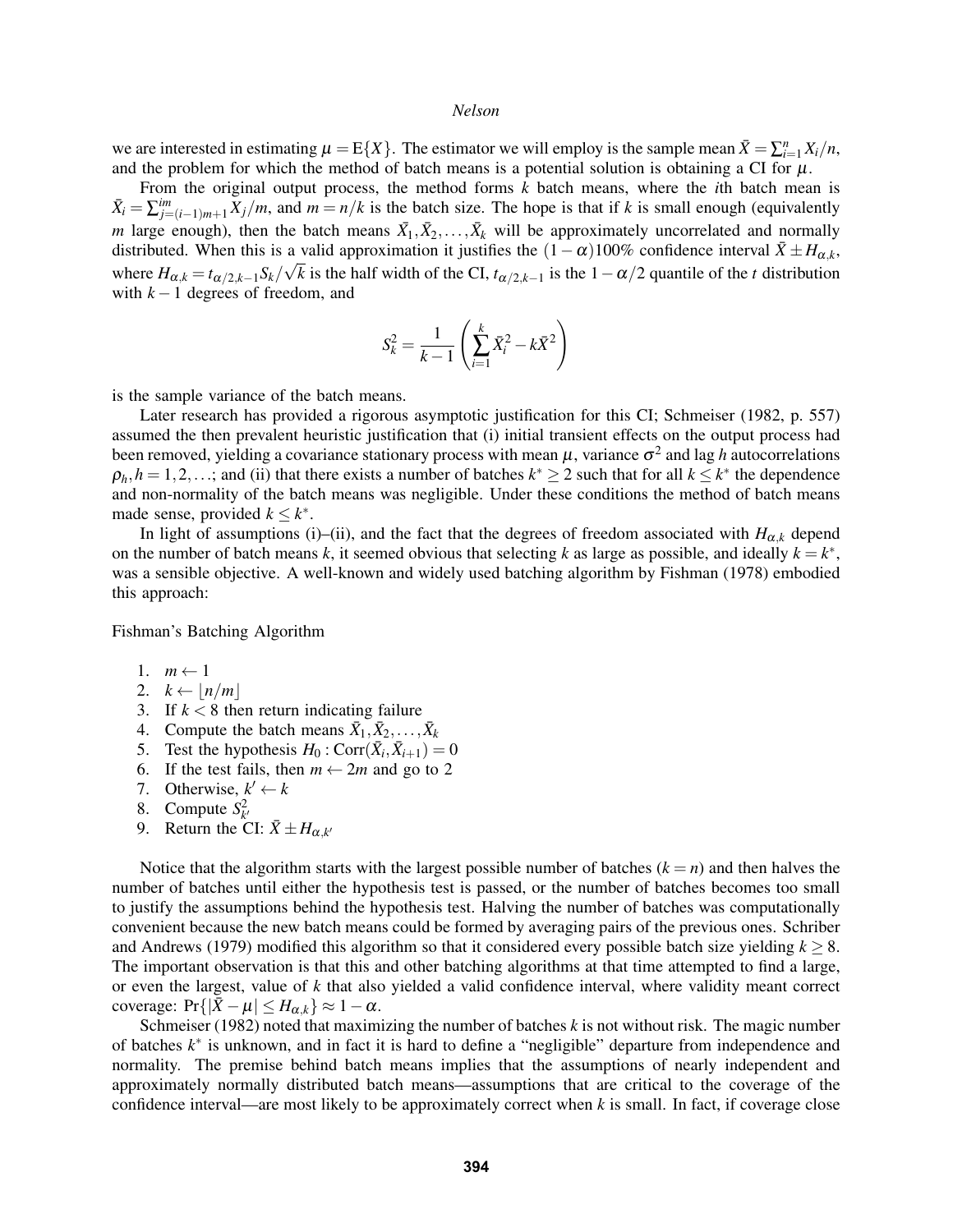we are interested in estimating $\mu = \mathrm{E}\{X\}$. The estimator we will employ is the sample mean $\bar{X} = \sum_{i=1}^{n} X_i/n$, and the problem for which the method of batch means is a potential solution is obtaining a CI for $\mu$.

From the original output process, the method forms $k$ batch means, where the $i$th batch mean is $\bar{X}_i = \sum_{j=(i-1)m+1}^{im} X_j/m$, and $m = n/k$ is the batch size. The hope is that if $k$ is small enough (equivalently $m$ large enough), then the batch means $\bar{X}_1, \bar{X}_2, \ldots, \bar{X}_k$ will be approximately uncorrelated and normally distributed. When this is a valid approximation it justifies the $(1-\alpha)100\%$ confidence interval $\bar{X} \pm H_{\alpha,k}$, where $H_{\alpha,k} = t_{\alpha/2,k-1} S_k/\sqrt{k}$ is the half width of the CI, $t_{\alpha/2,k-1}$ is the $1-\alpha/2$ quantile of the $t$ distribution with $k-1$ degrees of freedom, and

$$S_k^2 = \frac{1}{k-1}\left(\sum_{i=1}^{k} \bar{X}_i^2 - k\bar{X}^2\right)$$

is the sample variance of the batch means.

Later research has provided a rigorous asymptotic justification for this CI; Schmeiser (1982, p. 557) assumed the then prevalent heuristic justification that (i) initial transient effects on the output process had been removed, yielding a covariance stationary process with mean $\mu$, variance $\sigma^2$ and lag $h$ autocorrelations $\rho_h, h = 1, 2, \ldots$; and (ii) that there exists a number of batches $k^* \geq 2$ such that for all $k \leq k^*$ the dependence and non-normality of the batch means was negligible. Under these conditions the method of batch means made sense, provided $k \leq k^*$.

In light of assumptions (i)–(ii), and the fact that the degrees of freedom associated with $H_{\alpha,k}$ depend on the number of batch means $k$, it seemed obvious that selecting $k$ as large as possible, and ideally $k = k^*$, was a sensible objective. A well-known and widely used batching algorithm by Fishman (1978) embodied this approach:

Fishman's Batching Algorithm

1. $m \leftarrow 1$
2. $k \leftarrow \lfloor n/m \rfloor$
3. If $k < 8$ then return indicating failure
4. Compute the batch means $\bar{X}_1, \bar{X}_2, \ldots, \bar{X}_k$
5. Test the hypothesis $H_0 : \mathrm{Corr}(\bar{X}_i, \bar{X}_{i+1}) = 0$
6. If the test fails, then $m \leftarrow 2m$ and go to 2
7. Otherwise, $k' \leftarrow k$
8. Compute $S_{k'}^2$
9. Return the CI: $\bar{X} \pm H_{\alpha,k'}$

Notice that the algorithm starts with the largest possible number of batches ($k = n$) and then halves the number of batches until either the hypothesis test is passed, or the number of batches becomes too small to justify the assumptions behind the hypothesis test. Halving the number of batches was computationally convenient because the new batch means could be formed by averaging pairs of the previous ones. Schriber and Andrews (1979) modified this algorithm so that it considered every possible batch size yielding $k \geq 8$. The important observation is that this and other batching algorithms at that time attempted to find a large, or even the largest, value of $k$ that also yielded a valid confidence interval, where validity meant correct coverage: $\Pr\{|\bar{X} - \mu| \leq H_{\alpha,k}\} \approx 1-\alpha$.

Schmeiser (1982) noted that maximizing the number of batches $k$ is not without risk. The magic number of batches $k^*$ is unknown, and in fact it is hard to define a "negligible" departure from independence and normality. The premise behind batch means implies that the assumptions of nearly independent and approximately normally distributed batch means—assumptions that are critical to the coverage of the confidence interval—are most likely to be approximately correct when $k$ is small. In fact, if coverage close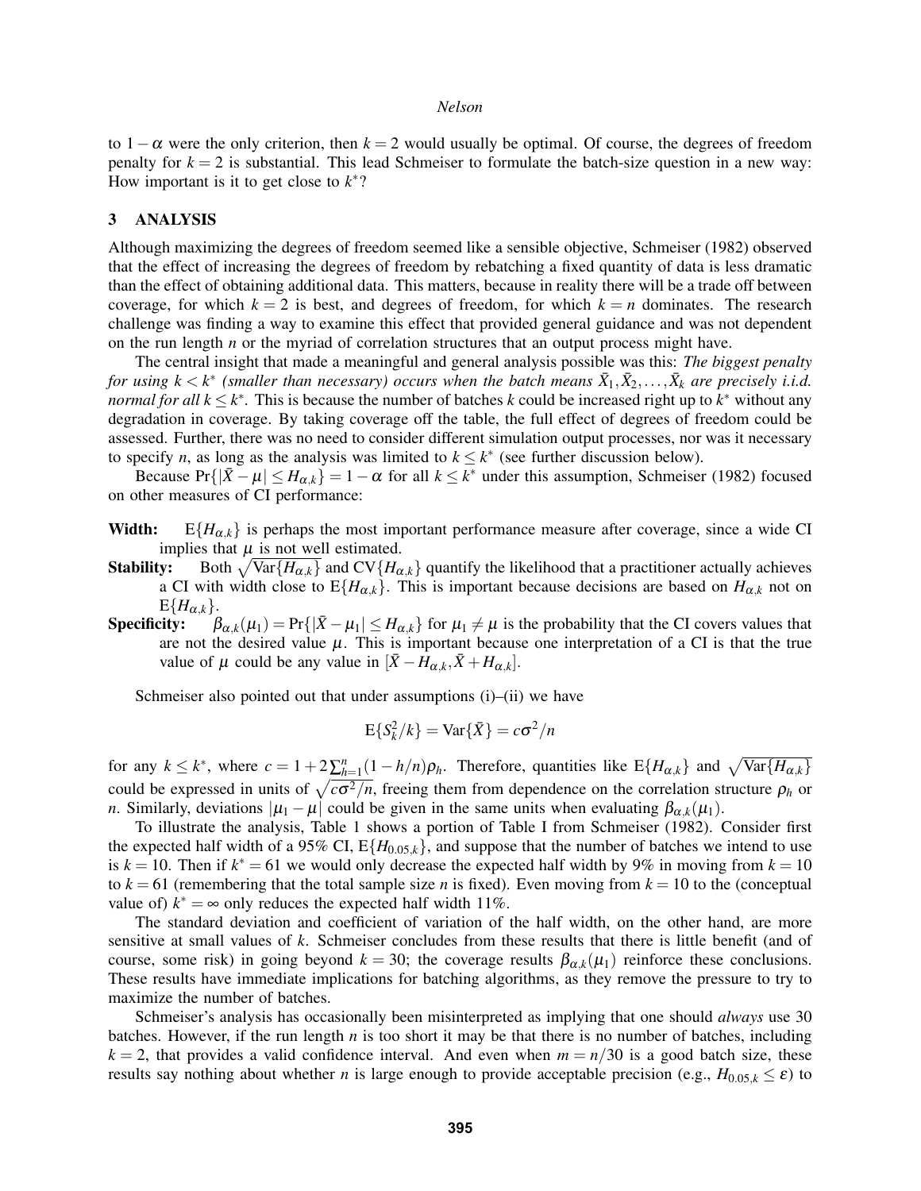to $1-\alpha$ were the only criterion, then $k=2$ would usually be optimal. Of course, the degrees of freedom penalty for $k=2$ is substantial. This lead Schmeiser to formulate the batch-size question in a new way: How important is it to get close to $k^*$?

## 3 ANALYSIS

Although maximizing the degrees of freedom seemed like a sensible objective, Schmeiser (1982) observed that the effect of increasing the degrees of freedom by rebatching a fixed quantity of data is less dramatic than the effect of obtaining additional data. This matters, because in reality there will be a trade off between coverage, for which $k=2$ is best, and degrees of freedom, for which $k=n$ dominates. The research challenge was finding a way to examine this effect that provided general guidance and was not dependent on the run length $n$ or the myriad of correlation structures that an output process might have.

The central insight that made a meaningful and general analysis possible was this: *The biggest penalty for using $k<k^*$ (smaller than necessary) occurs when the batch means $\bar{X}_1, \bar{X}_2, \ldots, \bar{X}_k$ are precisely i.i.d. normal for all $k \le k^*$.* This is because the number of batches $k$ could be increased right up to $k^*$ without any degradation in coverage. By taking coverage off the table, the full effect of degrees of freedom could be assessed. Further, there was no need to consider different simulation output processes, nor was it necessary to specify $n$, as long as the analysis was limited to $k \le k^*$ (see further discussion below).

Because $\Pr\{|\bar{X}-\mu| \le H_{\alpha,k}\} = 1-\alpha$ for all $k \le k^*$ under this assumption, Schmeiser (1982) focused on other measures of CI performance:

**Width:** $\mathrm{E}\{H_{\alpha,k}\}$ is perhaps the most important performance measure after coverage, since a wide CI implies that $\mu$ is not well estimated.

**Stability:** Both $\sqrt{\mathrm{Var}\{H_{\alpha,k}\}}$ and $\mathrm{CV}\{H_{\alpha,k}\}$ quantify the likelihood that a practitioner actually achieves a CI with width close to $\mathrm{E}\{H_{\alpha,k}\}$. This is important because decisions are based on $H_{\alpha,k}$ not on $\mathrm{E}\{H_{\alpha,k}\}$.

**Specificity:** $\beta_{\alpha,k}(\mu_1) = \Pr\{|\bar{X}-\mu_1| \le H_{\alpha,k}\}$ for $\mu_1 \ne \mu$ is the probability that the CI covers values that are not the desired value $\mu$. This is important because one interpretation of a CI is that the true value of $\mu$ could be any value in $[\bar{X}-H_{\alpha,k}, \bar{X}+H_{\alpha,k}]$.

Schmeiser also pointed out that under assumptions (i)–(ii) we have

$$\mathrm{E}\{S_k^2/k\} = \mathrm{Var}\{\bar{X}\} = c\sigma^2/n$$

for any $k \le k^*$, where $c = 1 + 2\sum_{h=1}^{n}(1-h/n)\rho_h$. Therefore, quantities like $\mathrm{E}\{H_{\alpha,k}\}$ and $\sqrt{\mathrm{Var}\{H_{\alpha,k}\}}$ could be expressed in units of $\sqrt{c\sigma^2/n}$, freeing them from dependence on the correlation structure $\rho_h$ or $n$. Similarly, deviations $|\mu_1 - \mu|$ could be given in the same units when evaluating $\beta_{\alpha,k}(\mu_1)$.

To illustrate the analysis, Table 1 shows a portion of Table I from Schmeiser (1982). Consider first the expected half width of a 95% CI, $\mathrm{E}\{H_{0.05,k}\}$, and suppose that the number of batches we intend to use is $k=10$. Then if $k^* = 61$ we would only decrease the expected half width by 9% in moving from $k=10$ to $k=61$ (remembering that the total sample size $n$ is fixed). Even moving from $k=10$ to the (conceptual value of) $k^* = \infty$ only reduces the expected half width 11%.

The standard deviation and coefficient of variation of the half width, on the other hand, are more sensitive at small values of $k$. Schmeiser concludes from these results that there is little benefit (and of course, some risk) in going beyond $k=30$; the coverage results $\beta_{\alpha,k}(\mu_1)$ reinforce these conclusions. These results have immediate implications for batching algorithms, as they remove the pressure to try to maximize the number of batches.

Schmeiser's analysis has occasionally been misinterpreted as implying that one should *always* use 30 batches. However, if the run length $n$ is too short it may be that there is no number of batches, including $k=2$, that provides a valid confidence interval. And even when $m = n/30$ is a good batch size, these results say nothing about whether $n$ is large enough to provide acceptable precision (e.g., $H_{0.05,k} \le \varepsilon$) to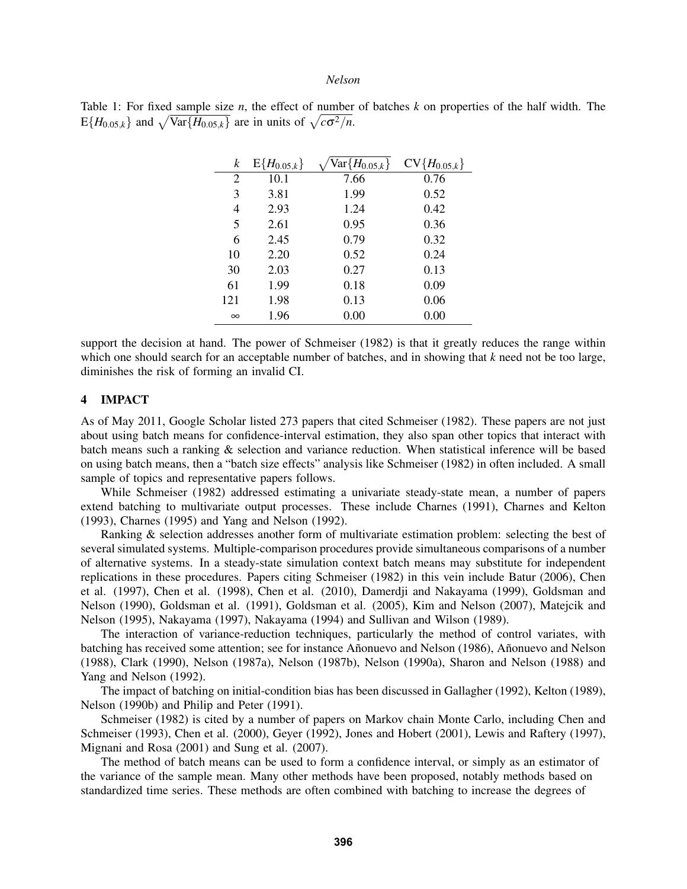Table 1: For fixed sample size $n$, the effect of number of batches $k$ on properties of the half width. The $\mathrm{E}\{H_{0.05,k}\}$ and $\sqrt{\mathrm{Var}\{H_{0.05,k}\}}$ are in units of $\sqrt{c\sigma^2/n}$.

| $k$ | $\mathrm{E}\{H_{0.05,k}\}$ | $\sqrt{\mathrm{Var}\{H_{0.05,k}\}}$ | $\mathrm{CV}\{H_{0.05,k}\}$ |
|---|---|---|---|
| 2 | 10.1 | 7.66 | 0.76 |
| 3 | 3.81 | 1.99 | 0.52 |
| 4 | 2.93 | 1.24 | 0.42 |
| 5 | 2.61 | 0.95 | 0.36 |
| 6 | 2.45 | 0.79 | 0.32 |
| 10 | 2.20 | 0.52 | 0.24 |
| 30 | 2.03 | 0.27 | 0.13 |
| 61 | 1.99 | 0.18 | 0.09 |
| 121 | 1.98 | 0.13 | 0.06 |
| $\infty$ | 1.96 | 0.00 | 0.00 |

support the decision at hand. The power of Schmeiser (1982) is that it greatly reduces the range within which one should search for an acceptable number of batches, and in showing that $k$ need not be too large, diminishes the risk of forming an invalid CI.

## 4 IMPACT

As of May 2011, Google Scholar listed 273 papers that cited Schmeiser (1982). These papers are not just about using batch means for confidence-interval estimation, they also span other topics that interact with batch means such a ranking & selection and variance reduction. When statistical inference will be based on using batch means, then a "batch size effects" analysis like Schmeiser (1982) in often included. A small sample of topics and representative papers follows.

While Schmeiser (1982) addressed estimating a univariate steady-state mean, a number of papers extend batching to multivariate output processes. These include Charnes (1991), Charnes and Kelton (1993), Charnes (1995) and Yang and Nelson (1992).

Ranking & selection addresses another form of multivariate estimation problem: selecting the best of several simulated systems. Multiple-comparison procedures provide simultaneous comparisons of a number of alternative systems. In a steady-state simulation context batch means may substitute for independent replications in these procedures. Papers citing Schmeiser (1982) in this vein include Batur (2006), Chen et al. (1997), Chen et al. (1998), Chen et al. (2010), Damerdji and Nakayama (1999), Goldsman and Nelson (1990), Goldsman et al. (1991), Goldsman et al. (2005), Kim and Nelson (2007), Matejcik and Nelson (1995), Nakayama (1997), Nakayama (1994) and Sullivan and Wilson (1989).

The interaction of variance-reduction techniques, particularly the method of control variates, with batching has received some attention; see for instance Añonuevo and Nelson (1986), Añonuevo and Nelson (1988), Clark (1990), Nelson (1987a), Nelson (1987b), Nelson (1990a), Sharon and Nelson (1988) and Yang and Nelson (1992).

The impact of batching on initial-condition bias has been discussed in Gallagher (1992), Kelton (1989), Nelson (1990b) and Philip and Peter (1991).

Schmeiser (1982) is cited by a number of papers on Markov chain Monte Carlo, including Chen and Schmeiser (1993), Chen et al. (2000), Geyer (1992), Jones and Hobert (2001), Lewis and Raftery (1997), Mignani and Rosa (2001) and Sung et al. (2007).

The method of batch means can be used to form a confidence interval, or simply as an estimator of the variance of the sample mean. Many other methods have been proposed, notably methods based on standardized time series. These methods are often combined with batching to increase the degrees of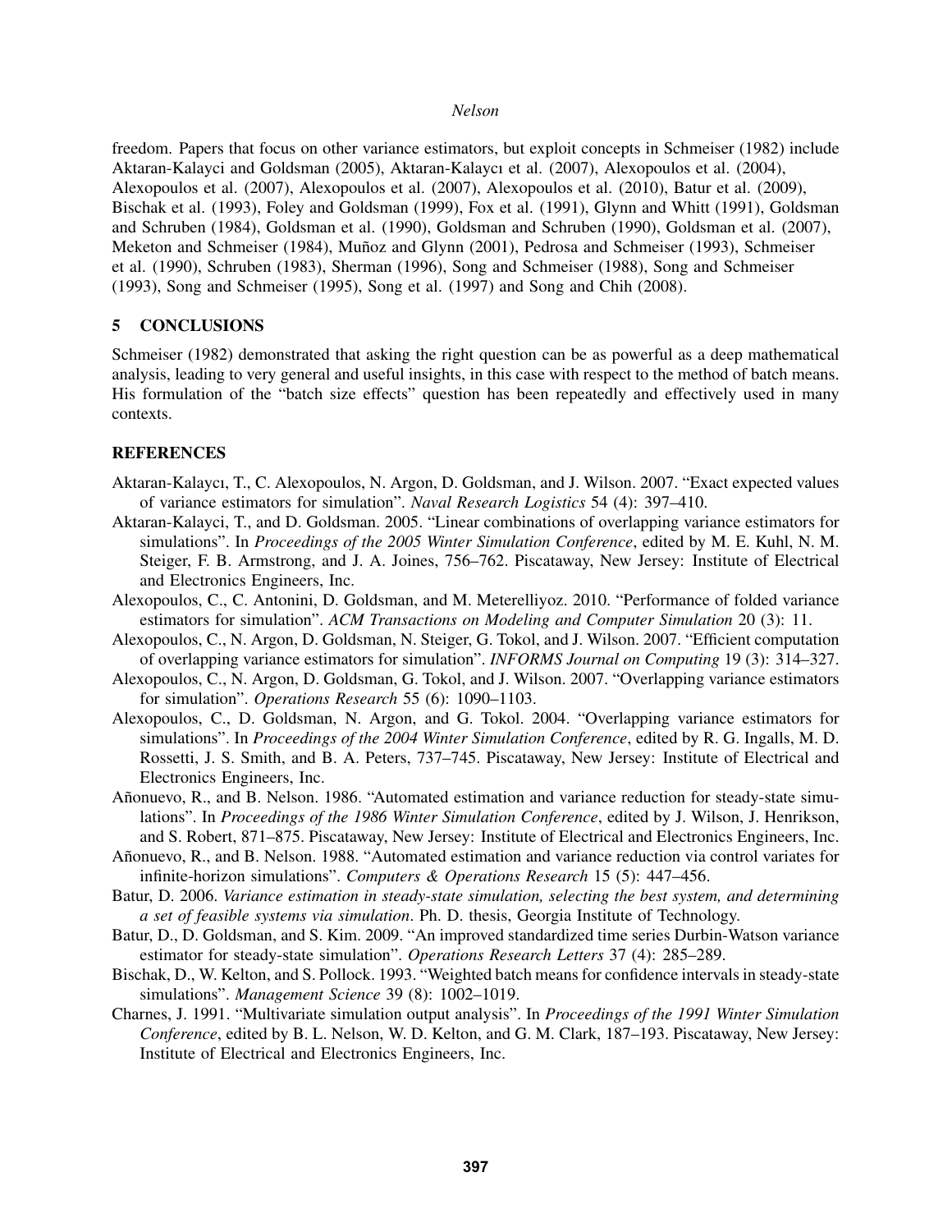freedom. Papers that focus on other variance estimators, but exploit concepts in Schmeiser (1982) include Aktaran-Kalayci and Goldsman (2005), Aktaran-Kalaycı et al. (2007), Alexopoulos et al. (2004), Alexopoulos et al. (2007), Alexopoulos et al. (2007), Alexopoulos et al. (2010), Batur et al. (2009), Bischak et al. (1993), Foley and Goldsman (1999), Fox et al. (1991), Glynn and Whitt (1991), Goldsman and Schruben (1984), Goldsman et al. (1990), Goldsman and Schruben (1990), Goldsman et al. (2007), Meketon and Schmeiser (1984), Muñoz and Glynn (2001), Pedrosa and Schmeiser (1993), Schmeiser et al. (1990), Schruben (1983), Sherman (1996), Song and Schmeiser (1988), Song and Schmeiser (1993), Song and Schmeiser (1995), Song et al. (1997) and Song and Chih (2008).

## 5 CONCLUSIONS

Schmeiser (1982) demonstrated that asking the right question can be as powerful as a deep mathematical analysis, leading to very general and useful insights, in this case with respect to the method of batch means. His formulation of the "batch size effects" question has been repeatedly and effectively used in many contexts.

## REFERENCES

Aktaran-Kalaycı, T., C. Alexopoulos, N. Argon, D. Goldsman, and J. Wilson. 2007. "Exact expected values of variance estimators for simulation". *Naval Research Logistics* 54 (4): 397–410.

Aktaran-Kalayci, T., and D. Goldsman. 2005. "Linear combinations of overlapping variance estimators for simulations". In *Proceedings of the 2005 Winter Simulation Conference*, edited by M. E. Kuhl, N. M. Steiger, F. B. Armstrong, and J. A. Joines, 756–762. Piscataway, New Jersey: Institute of Electrical and Electronics Engineers, Inc.

Alexopoulos, C., C. Antonini, D. Goldsman, and M. Meterelliyoz. 2010. "Performance of folded variance estimators for simulation". *ACM Transactions on Modeling and Computer Simulation* 20 (3): 11.

Alexopoulos, C., N. Argon, D. Goldsman, N. Steiger, G. Tokol, and J. Wilson. 2007. "Efficient computation of overlapping variance estimators for simulation". *INFORMS Journal on Computing* 19 (3): 314–327.

Alexopoulos, C., N. Argon, D. Goldsman, G. Tokol, and J. Wilson. 2007. "Overlapping variance estimators for simulation". *Operations Research* 55 (6): 1090–1103.

Alexopoulos, C., D. Goldsman, N. Argon, and G. Tokol. 2004. "Overlapping variance estimators for simulations". In *Proceedings of the 2004 Winter Simulation Conference*, edited by R. G. Ingalls, M. D. Rossetti, J. S. Smith, and B. A. Peters, 737–745. Piscataway, New Jersey: Institute of Electrical and Electronics Engineers, Inc.

Añonuevo, R., and B. Nelson. 1986. "Automated estimation and variance reduction for steady-state simulations". In *Proceedings of the 1986 Winter Simulation Conference*, edited by J. Wilson, J. Henrikson, and S. Robert, 871–875. Piscataway, New Jersey: Institute of Electrical and Electronics Engineers, Inc.

Añonuevo, R., and B. Nelson. 1988. "Automated estimation and variance reduction via control variates for infinite-horizon simulations". *Computers & Operations Research* 15 (5): 447–456.

Batur, D. 2006. *Variance estimation in steady-state simulation, selecting the best system, and determining a set of feasible systems via simulation*. Ph. D. thesis, Georgia Institute of Technology.

Batur, D., D. Goldsman, and S. Kim. 2009. "An improved standardized time series Durbin-Watson variance estimator for steady-state simulation". *Operations Research Letters* 37 (4): 285–289.

Bischak, D., W. Kelton, and S. Pollock. 1993. "Weighted batch means for confidence intervals in steady-state simulations". *Management Science* 39 (8): 1002–1019.

Charnes, J. 1991. "Multivariate simulation output analysis". In *Proceedings of the 1991 Winter Simulation Conference*, edited by B. L. Nelson, W. D. Kelton, and G. M. Clark, 187–193. Piscataway, New Jersey: Institute of Electrical and Electronics Engineers, Inc.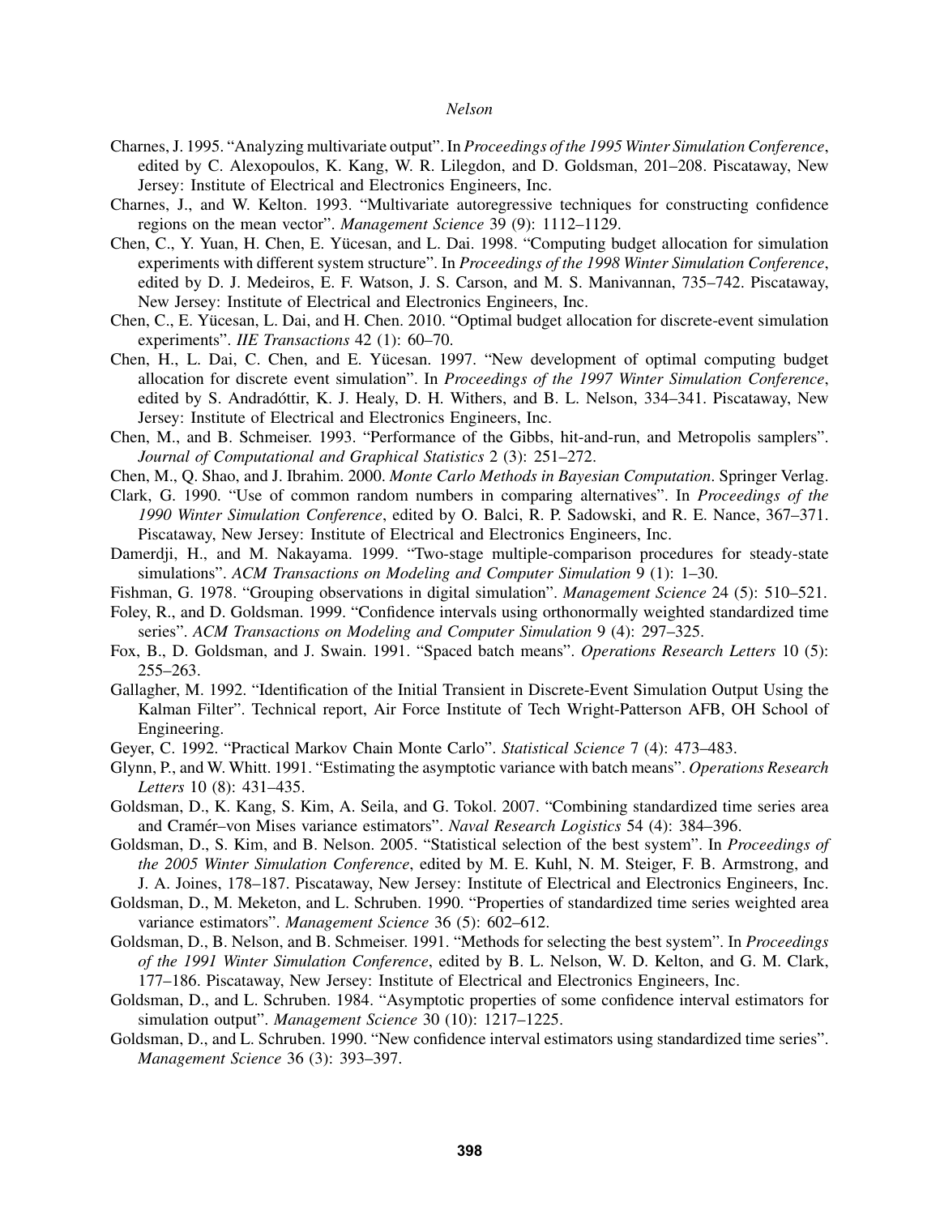Charnes, J. 1995. "Analyzing multivariate output". In *Proceedings of the 1995 Winter Simulation Conference*, edited by C. Alexopoulos, K. Kang, W. R. Lilegdon, and D. Goldsman, 201–208. Piscataway, New Jersey: Institute of Electrical and Electronics Engineers, Inc.

Charnes, J., and W. Kelton. 1993. "Multivariate autoregressive techniques for constructing confidence regions on the mean vector". *Management Science* 39 (9): 1112–1129.

Chen, C., Y. Yuan, H. Chen, E. Yücesan, and L. Dai. 1998. "Computing budget allocation for simulation experiments with different system structure". In *Proceedings of the 1998 Winter Simulation Conference*, edited by D. J. Medeiros, E. F. Watson, J. S. Carson, and M. S. Manivannan, 735–742. Piscataway, New Jersey: Institute of Electrical and Electronics Engineers, Inc.

Chen, C., E. Yücesan, L. Dai, and H. Chen. 2010. "Optimal budget allocation for discrete-event simulation experiments". *IIE Transactions* 42 (1): 60–70.

Chen, H., L. Dai, C. Chen, and E. Yücesan. 1997. "New development of optimal computing budget allocation for discrete event simulation". In *Proceedings of the 1997 Winter Simulation Conference*, edited by S. Andradóttir, K. J. Healy, D. H. Withers, and B. L. Nelson, 334–341. Piscataway, New Jersey: Institute of Electrical and Electronics Engineers, Inc.

Chen, M., and B. Schmeiser. 1993. "Performance of the Gibbs, hit-and-run, and Metropolis samplers". *Journal of Computational and Graphical Statistics* 2 (3): 251–272.

Chen, M., Q. Shao, and J. Ibrahim. 2000. *Monte Carlo Methods in Bayesian Computation*. Springer Verlag.

Clark, G. 1990. "Use of common random numbers in comparing alternatives". In *Proceedings of the 1990 Winter Simulation Conference*, edited by O. Balci, R. P. Sadowski, and R. E. Nance, 367–371. Piscataway, New Jersey: Institute of Electrical and Electronics Engineers, Inc.

Damerdji, H., and M. Nakayama. 1999. "Two-stage multiple-comparison procedures for steady-state simulations". *ACM Transactions on Modeling and Computer Simulation* 9 (1): 1–30.

Fishman, G. 1978. "Grouping observations in digital simulation". *Management Science* 24 (5): 510–521.

Foley, R., and D. Goldsman. 1999. "Confidence intervals using orthonormally weighted standardized time series". *ACM Transactions on Modeling and Computer Simulation* 9 (4): 297–325.

Fox, B., D. Goldsman, and J. Swain. 1991. "Spaced batch means". *Operations Research Letters* 10 (5): 255–263.

Gallagher, M. 1992. "Identification of the Initial Transient in Discrete-Event Simulation Output Using the Kalman Filter". Technical report, Air Force Institute of Tech Wright-Patterson AFB, OH School of Engineering.

Geyer, C. 1992. "Practical Markov Chain Monte Carlo". *Statistical Science* 7 (4): 473–483.

Glynn, P., and W. Whitt. 1991. "Estimating the asymptotic variance with batch means". *Operations Research Letters* 10 (8): 431–435.

Goldsman, D., K. Kang, S. Kim, A. Seila, and G. Tokol. 2007. "Combining standardized time series area and Cramér–von Mises variance estimators". *Naval Research Logistics* 54 (4): 384–396.

Goldsman, D., S. Kim, and B. Nelson. 2005. "Statistical selection of the best system". In *Proceedings of the 2005 Winter Simulation Conference*, edited by M. E. Kuhl, N. M. Steiger, F. B. Armstrong, and J. A. Joines, 178–187. Piscataway, New Jersey: Institute of Electrical and Electronics Engineers, Inc.

Goldsman, D., M. Meketon, and L. Schruben. 1990. "Properties of standardized time series weighted area variance estimators". *Management Science* 36 (5): 602–612.

Goldsman, D., B. Nelson, and B. Schmeiser. 1991. "Methods for selecting the best system". In *Proceedings of the 1991 Winter Simulation Conference*, edited by B. L. Nelson, W. D. Kelton, and G. M. Clark, 177–186. Piscataway, New Jersey: Institute of Electrical and Electronics Engineers, Inc.

Goldsman, D., and L. Schruben. 1984. "Asymptotic properties of some confidence interval estimators for simulation output". *Management Science* 30 (10): 1217–1225.

Goldsman, D., and L. Schruben. 1990. "New confidence interval estimators using standardized time series". *Management Science* 36 (3): 393–397.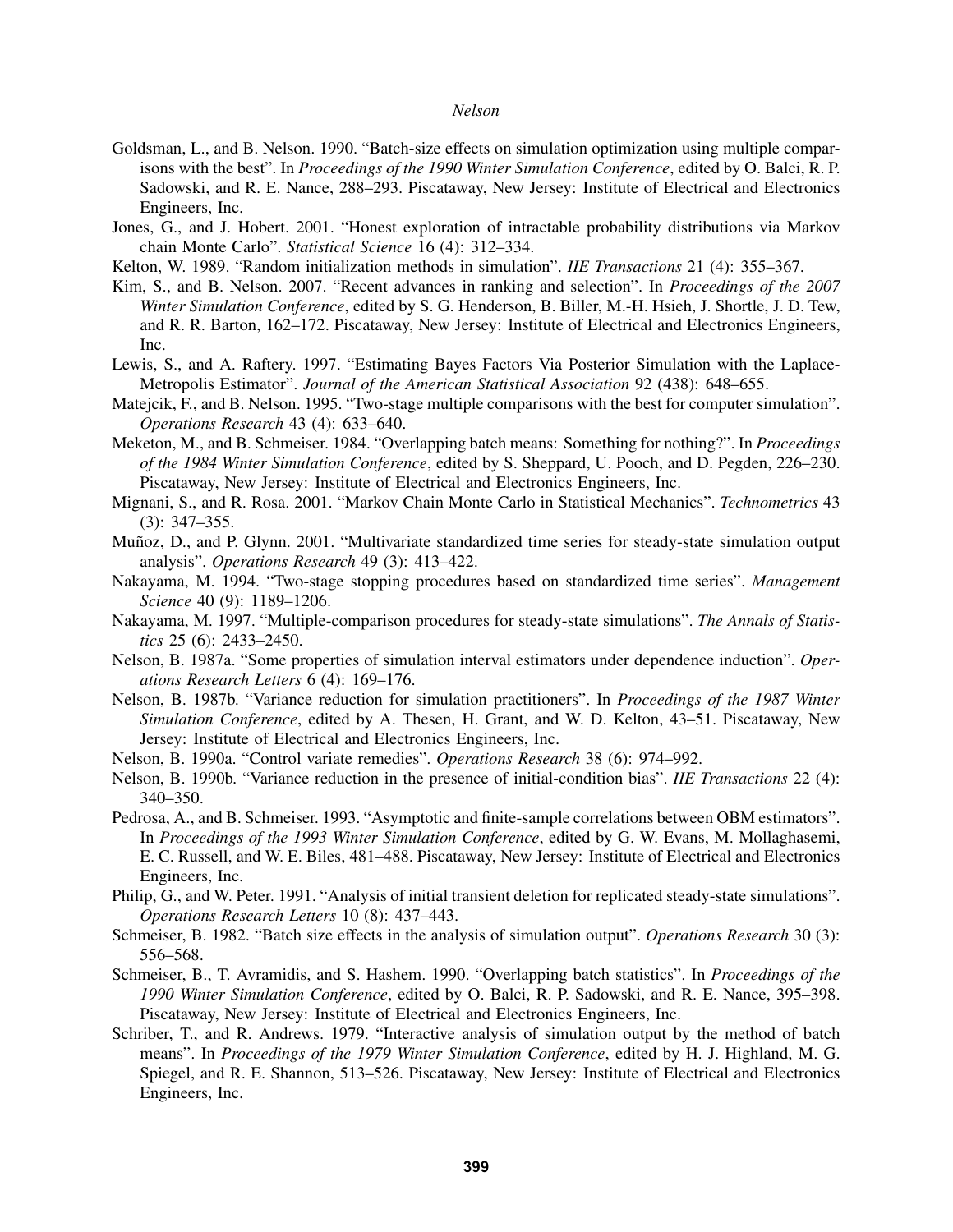Goldsman, L., and B. Nelson. 1990. "Batch-size effects on simulation optimization using multiple comparisons with the best". In *Proceedings of the 1990 Winter Simulation Conference*, edited by O. Balci, R. P. Sadowski, and R. E. Nance, 288–293. Piscataway, New Jersey: Institute of Electrical and Electronics Engineers, Inc.

Jones, G., and J. Hobert. 2001. "Honest exploration of intractable probability distributions via Markov chain Monte Carlo". *Statistical Science* 16 (4): 312–334.

Kelton, W. 1989. "Random initialization methods in simulation". *IIE Transactions* 21 (4): 355–367.

Kim, S., and B. Nelson. 2007. "Recent advances in ranking and selection". In *Proceedings of the 2007 Winter Simulation Conference*, edited by S. G. Henderson, B. Biller, M.-H. Hsieh, J. Shortle, J. D. Tew, and R. R. Barton, 162–172. Piscataway, New Jersey: Institute of Electrical and Electronics Engineers, Inc.

Lewis, S., and A. Raftery. 1997. "Estimating Bayes Factors Via Posterior Simulation with the Laplace-Metropolis Estimator". *Journal of the American Statistical Association* 92 (438): 648–655.

Matejcik, F., and B. Nelson. 1995. "Two-stage multiple comparisons with the best for computer simulation". *Operations Research* 43 (4): 633–640.

Meketon, M., and B. Schmeiser. 1984. "Overlapping batch means: Something for nothing?". In *Proceedings of the 1984 Winter Simulation Conference*, edited by S. Sheppard, U. Pooch, and D. Pegden, 226–230. Piscataway, New Jersey: Institute of Electrical and Electronics Engineers, Inc.

Mignani, S., and R. Rosa. 2001. "Markov Chain Monte Carlo in Statistical Mechanics". *Technometrics* 43 (3): 347–355.

Muñoz, D., and P. Glynn. 2001. "Multivariate standardized time series for steady-state simulation output analysis". *Operations Research* 49 (3): 413–422.

Nakayama, M. 1994. "Two-stage stopping procedures based on standardized time series". *Management Science* 40 (9): 1189–1206.

Nakayama, M. 1997. "Multiple-comparison procedures for steady-state simulations". *The Annals of Statistics* 25 (6): 2433–2450.

Nelson, B. 1987a. "Some properties of simulation interval estimators under dependence induction". *Operations Research Letters* 6 (4): 169–176.

Nelson, B. 1987b. "Variance reduction for simulation practitioners". In *Proceedings of the 1987 Winter Simulation Conference*, edited by A. Thesen, H. Grant, and W. D. Kelton, 43–51. Piscataway, New Jersey: Institute of Electrical and Electronics Engineers, Inc.

Nelson, B. 1990a. "Control variate remedies". *Operations Research* 38 (6): 974–992.

Nelson, B. 1990b. "Variance reduction in the presence of initial-condition bias". *IIE Transactions* 22 (4): 340–350.

Pedrosa, A., and B. Schmeiser. 1993. "Asymptotic and finite-sample correlations between OBM estimators". In *Proceedings of the 1993 Winter Simulation Conference*, edited by G. W. Evans, M. Mollaghasemi, E. C. Russell, and W. E. Biles, 481–488. Piscataway, New Jersey: Institute of Electrical and Electronics Engineers, Inc.

Philip, G., and W. Peter. 1991. "Analysis of initial transient deletion for replicated steady-state simulations". *Operations Research Letters* 10 (8): 437–443.

Schmeiser, B. 1982. "Batch size effects in the analysis of simulation output". *Operations Research* 30 (3): 556–568.

Schmeiser, B., T. Avramidis, and S. Hashem. 1990. "Overlapping batch statistics". In *Proceedings of the 1990 Winter Simulation Conference*, edited by O. Balci, R. P. Sadowski, and R. E. Nance, 395–398. Piscataway, New Jersey: Institute of Electrical and Electronics Engineers, Inc.

Schriber, T., and R. Andrews. 1979. "Interactive analysis of simulation output by the method of batch means". In *Proceedings of the 1979 Winter Simulation Conference*, edited by H. J. Highland, M. G. Spiegel, and R. E. Shannon, 513–526. Piscataway, New Jersey: Institute of Electrical and Electronics Engineers, Inc.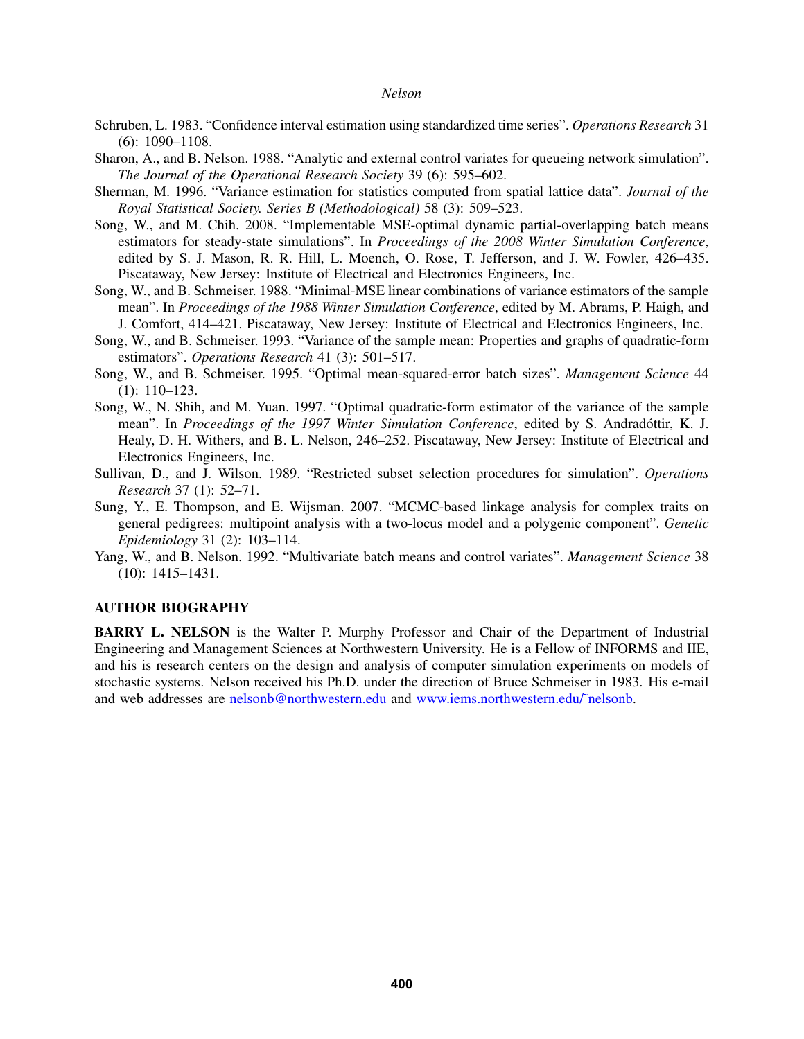Schruben, L. 1983. "Confidence interval estimation using standardized time series". *Operations Research* 31 (6): 1090–1108.

Sharon, A., and B. Nelson. 1988. "Analytic and external control variates for queueing network simulation". *The Journal of the Operational Research Society* 39 (6): 595–602.

Sherman, M. 1996. "Variance estimation for statistics computed from spatial lattice data". *Journal of the Royal Statistical Society. Series B (Methodological)* 58 (3): 509–523.

Song, W., and M. Chih. 2008. "Implementable MSE-optimal dynamic partial-overlapping batch means estimators for steady-state simulations". In *Proceedings of the 2008 Winter Simulation Conference*, edited by S. J. Mason, R. R. Hill, L. Moench, O. Rose, T. Jefferson, and J. W. Fowler, 426–435. Piscataway, New Jersey: Institute of Electrical and Electronics Engineers, Inc.

Song, W., and B. Schmeiser. 1988. "Minimal-MSE linear combinations of variance estimators of the sample mean". In *Proceedings of the 1988 Winter Simulation Conference*, edited by M. Abrams, P. Haigh, and J. Comfort, 414–421. Piscataway, New Jersey: Institute of Electrical and Electronics Engineers, Inc.

Song, W., and B. Schmeiser. 1993. "Variance of the sample mean: Properties and graphs of quadratic-form estimators". *Operations Research* 41 (3): 501–517.

Song, W., and B. Schmeiser. 1995. "Optimal mean-squared-error batch sizes". *Management Science* 44 (1): 110–123.

Song, W., N. Shih, and M. Yuan. 1997. "Optimal quadratic-form estimator of the variance of the sample mean". In *Proceedings of the 1997 Winter Simulation Conference*, edited by S. Andradóttir, K. J. Healy, D. H. Withers, and B. L. Nelson, 246–252. Piscataway, New Jersey: Institute of Electrical and Electronics Engineers, Inc.

Sullivan, D., and J. Wilson. 1989. "Restricted subset selection procedures for simulation". *Operations Research* 37 (1): 52–71.

Sung, Y., E. Thompson, and E. Wijsman. 2007. "MCMC-based linkage analysis for complex traits on general pedigrees: multipoint analysis with a two-locus model and a polygenic component". *Genetic Epidemiology* 31 (2): 103–114.

Yang, W., and B. Nelson. 1992. "Multivariate batch means and control variates". *Management Science* 38 (10): 1415–1431.

## AUTHOR BIOGRAPHY

**BARRY L. NELSON** is the Walter P. Murphy Professor and Chair of the Department of Industrial Engineering and Management Sciences at Northwestern University. He is a Fellow of INFORMS and IIE, and his is research centers on the design and analysis of computer simulation experiments on models of stochastic systems. Nelson received his Ph.D. under the direction of Bruce Schmeiser in 1983. His e-mail and web addresses are nelsonb@northwestern.edu and www.iems.northwestern.edu/˜nelsonb.